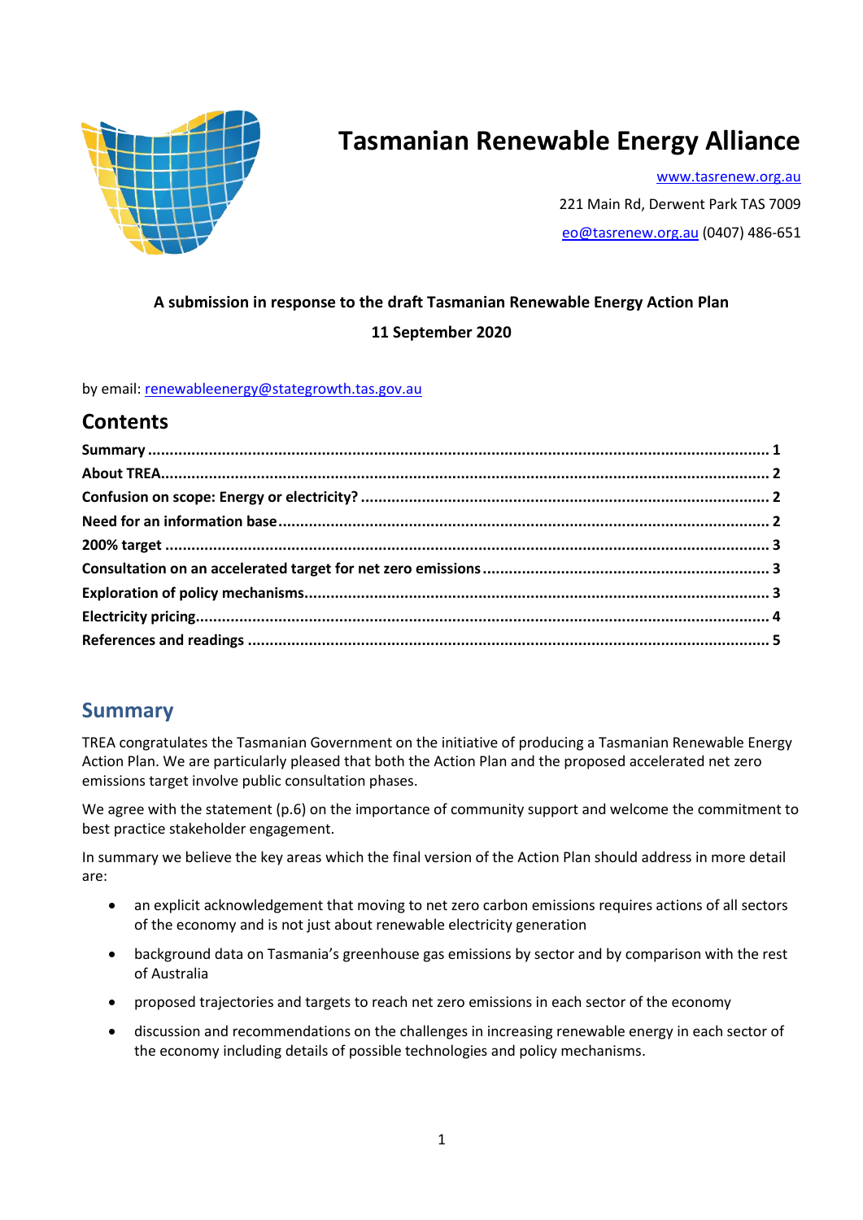# Tasmanian Renewable Energy Alliance

[www.tasrenew.org.au](http://www.tasrenew.org.au)

221 Main Rd, Derwent Park TAS 7009

[eo@tasrenew.org.au](mailto:eo@tasrenew.org.au) (0407) 486-651

**A submission in response to the draft Tasmanian Renewable Energy Action Plan**

**11 September 2020**

by email: [renewableenergy@stategrowth.tas.gov.au](mailto:renewableenergy@stategrowth.tas.gov.au)

## Contents

**Summary** ........................................................................................................................................ 1
**About TREA** ..................................................................................................................................... 2
**Confusion on scope: Energy or electricity?** .................................................................................. 2
**Need for an information base** ....................................................................................................... 2
**200% target** .................................................................................................................................... 3
**Consultation on an accelerated target for net zero emissions** ...................................................... 3
**Exploration of policy mechanisms** ................................................................................................. 3
**Electricity pricing** ............................................................................................................................ 4
**References and readings** ............................................................................................................... 5

## Summary

TREA congratulates the Tasmanian Government on the initiative of producing a Tasmanian Renewable Energy Action Plan. We are particularly pleased that both the Action Plan and the proposed accelerated net zero emissions target involve public consultation phases.

We agree with the statement (p.6) on the importance of community support and welcome the commitment to best practice stakeholder engagement.

In summary we believe the key areas which the final version of the Action Plan should address in more detail are:

- an explicit acknowledgement that moving to net zero carbon emissions requires actions of all sectors of the economy and is not just about renewable electricity generation
- background data on Tasmania's greenhouse gas emissions by sector and by comparison with the rest of Australia
- proposed trajectories and targets to reach net zero emissions in each sector of the economy
- discussion and recommendations on the challenges in increasing renewable energy in each sector of the economy including details of possible technologies and policy mechanisms.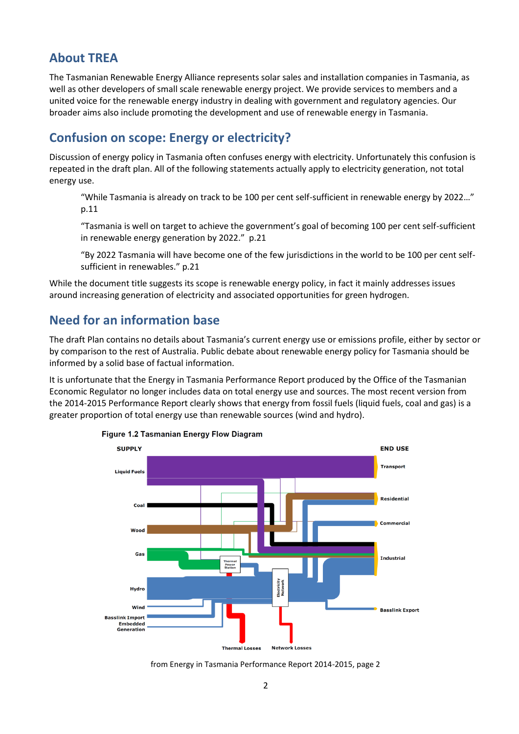## About TREA

The Tasmanian Renewable Energy Alliance represents solar sales and installation companies in Tasmania, as well as other developers of small scale renewable energy project. We provide services to members and a united voice for the renewable energy industry in dealing with government and regulatory agencies. Our broader aims also include promoting the development and use of renewable energy in Tasmania.

## Confusion on scope: Energy or electricity?

Discussion of energy policy in Tasmania often confuses energy with electricity. Unfortunately this confusion is repeated in the draft plan. All of the following statements actually apply to electricity generation, not total energy use.

> "While Tasmania is already on track to be 100 per cent self-sufficient in renewable energy by 2022…" p.11

> "Tasmania is well on target to achieve the government's goal of becoming 100 per cent self-sufficient in renewable energy generation by 2022." p.21

> "By 2022 Tasmania will have become one of the few jurisdictions in the world to be 100 per cent self-sufficient in renewables." p.21

While the document title suggests its scope is renewable energy policy, in fact it mainly addresses issues around increasing generation of electricity and associated opportunities for green hydrogen.

## Need for an information base

The draft Plan contains no details about Tasmania's current energy use or emissions profile, either by sector or by comparison to the rest of Australia. Public debate about renewable energy policy for Tasmania should be informed by a solid base of factual information.

It is unfortunate that the Energy in Tasmania Performance Report produced by the Office of the Tasmanian Economic Regulator no longer includes data on total energy use and sources. The most recent version from the 2014-2015 Performance Report clearly shows that energy from fossil fuels (liquid fuels, coal and gas) is a greater proportion of total energy use than renewable sources (wind and hydro).

**Figure 1.2 Tasmanian Energy Flow Diagram**

SUPPLY: Liquid Fuels, Coal, Wood, Gas, Hydro, Wind, Basslink Import, Embedded Generation

Thermal Power Station; Electricity Network

END USE: Transport, Residential, Commercial, Industrial, Basslink Export

Thermal Losses; Network Losses

from Energy in Tasmania Performance Report 2014-2015, page 2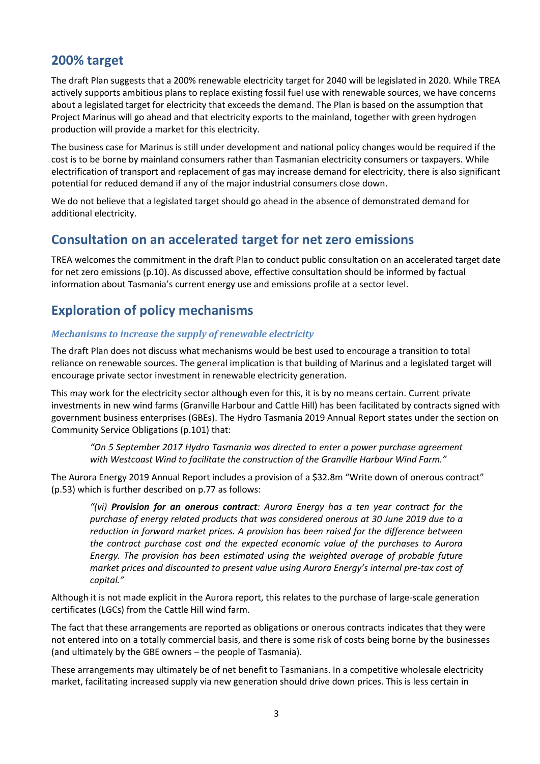## 200% target

The draft Plan suggests that a 200% renewable electricity target for 2040 will be legislated in 2020. While TREA actively supports ambitious plans to replace existing fossil fuel use with renewable sources, we have concerns about a legislated target for electricity that exceeds the demand. The Plan is based on the assumption that Project Marinus will go ahead and that electricity exports to the mainland, together with green hydrogen production will provide a market for this electricity.

The business case for Marinus is still under development and national policy changes would be required if the cost is to be borne by mainland consumers rather than Tasmanian electricity consumers or taxpayers. While electrification of transport and replacement of gas may increase demand for electricity, there is also significant potential for reduced demand if any of the major industrial consumers close down.

We do not believe that a legislated target should go ahead in the absence of demonstrated demand for additional electricity.

## Consultation on an accelerated target for net zero emissions

TREA welcomes the commitment in the draft Plan to conduct public consultation on an accelerated target date for net zero emissions (p.10). As discussed above, effective consultation should be informed by factual information about Tasmania's current energy use and emissions profile at a sector level.

## Exploration of policy mechanisms

### *Mechanisms to increase the supply of renewable electricity*

The draft Plan does not discuss what mechanisms would be best used to encourage a transition to total reliance on renewable sources. The general implication is that building of Marinus and a legislated target will encourage private sector investment in renewable electricity generation.

This may work for the electricity sector although even for this, it is by no means certain. Current private investments in new wind farms (Granville Harbour and Cattle Hill) has been facilitated by contracts signed with government business enterprises (GBEs). The Hydro Tasmania 2019 Annual Report states under the section on Community Service Obligations (p.101) that:

> *"On 5 September 2017 Hydro Tasmania was directed to enter a power purchase agreement with Westcoast Wind to facilitate the construction of the Granville Harbour Wind Farm."*

The Aurora Energy 2019 Annual Report includes a provision of a $32.8m "Write down of onerous contract" (p.53) which is further described on p.77 as follows:

> *"(vi)* ***Provision for an onerous contract****: Aurora Energy has a ten year contract for the purchase of energy related products that was considered onerous at 30 June 2019 due to a reduction in forward market prices. A provision has been raised for the difference between the contract purchase cost and the expected economic value of the purchases to Aurora Energy. The provision has been estimated using the weighted average of probable future market prices and discounted to present value using Aurora Energy's internal pre-tax cost of capital."*

Although it is not made explicit in the Aurora report, this relates to the purchase of large-scale generation certificates (LGCs) from the Cattle Hill wind farm.

The fact that these arrangements are reported as obligations or onerous contracts indicates that they were not entered into on a totally commercial basis, and there is some risk of costs being borne by the businesses (and ultimately by the GBE owners – the people of Tasmania).

These arrangements may ultimately be of net benefit to Tasmanians. In a competitive wholesale electricity market, facilitating increased supply via new generation should drive down prices. This is less certain in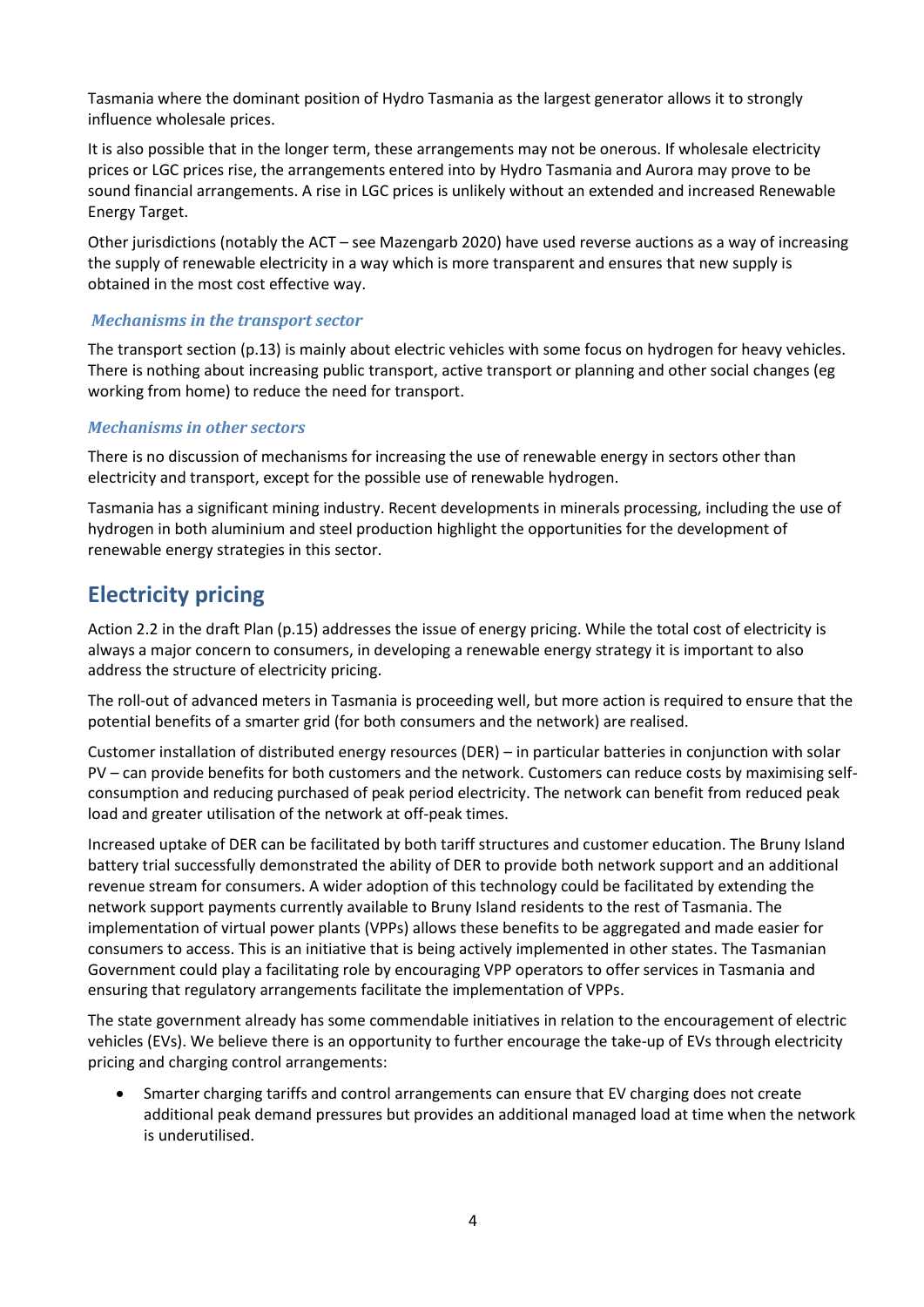Tasmania where the dominant position of Hydro Tasmania as the largest generator allows it to strongly influence wholesale prices.

It is also possible that in the longer term, these arrangements may not be onerous. If wholesale electricity prices or LGC prices rise, the arrangements entered into by Hydro Tasmania and Aurora may prove to be sound financial arrangements. A rise in LGC prices is unlikely without an extended and increased Renewable Energy Target.

Other jurisdictions (notably the ACT – see Mazengarb 2020) have used reverse auctions as a way of increasing the supply of renewable electricity in a way which is more transparent and ensures that new supply is obtained in the most cost effective way.

### *Mechanisms in the transport sector*

The transport section (p.13) is mainly about electric vehicles with some focus on hydrogen for heavy vehicles. There is nothing about increasing public transport, active transport or planning and other social changes (eg working from home) to reduce the need for transport.

### *Mechanisms in other sectors*

There is no discussion of mechanisms for increasing the use of renewable energy in sectors other than electricity and transport, except for the possible use of renewable hydrogen.

Tasmania has a significant mining industry. Recent developments in minerals processing, including the use of hydrogen in both aluminium and steel production highlight the opportunities for the development of renewable energy strategies in this sector.

## Electricity pricing

Action 2.2 in the draft Plan (p.15) addresses the issue of energy pricing. While the total cost of electricity is always a major concern to consumers, in developing a renewable energy strategy it is important to also address the structure of electricity pricing.

The roll-out of advanced meters in Tasmania is proceeding well, but more action is required to ensure that the potential benefits of a smarter grid (for both consumers and the network) are realised.

Customer installation of distributed energy resources (DER) – in particular batteries in conjunction with solar PV – can provide benefits for both customers and the network. Customers can reduce costs by maximising self-consumption and reducing purchased of peak period electricity. The network can benefit from reduced peak load and greater utilisation of the network at off-peak times.

Increased uptake of DER can be facilitated by both tariff structures and customer education. The Bruny Island battery trial successfully demonstrated the ability of DER to provide both network support and an additional revenue stream for consumers. A wider adoption of this technology could be facilitated by extending the network support payments currently available to Bruny Island residents to the rest of Tasmania. The implementation of virtual power plants (VPPs) allows these benefits to be aggregated and made easier for consumers to access. This is an initiative that is being actively implemented in other states. The Tasmanian Government could play a facilitating role by encouraging VPP operators to offer services in Tasmania and ensuring that regulatory arrangements facilitate the implementation of VPPs.

The state government already has some commendable initiatives in relation to the encouragement of electric vehicles (EVs). We believe there is an opportunity to further encourage the take-up of EVs through electricity pricing and charging control arrangements:

- Smarter charging tariffs and control arrangements can ensure that EV charging does not create additional peak demand pressures but provides an additional managed load at time when the network is underutilised.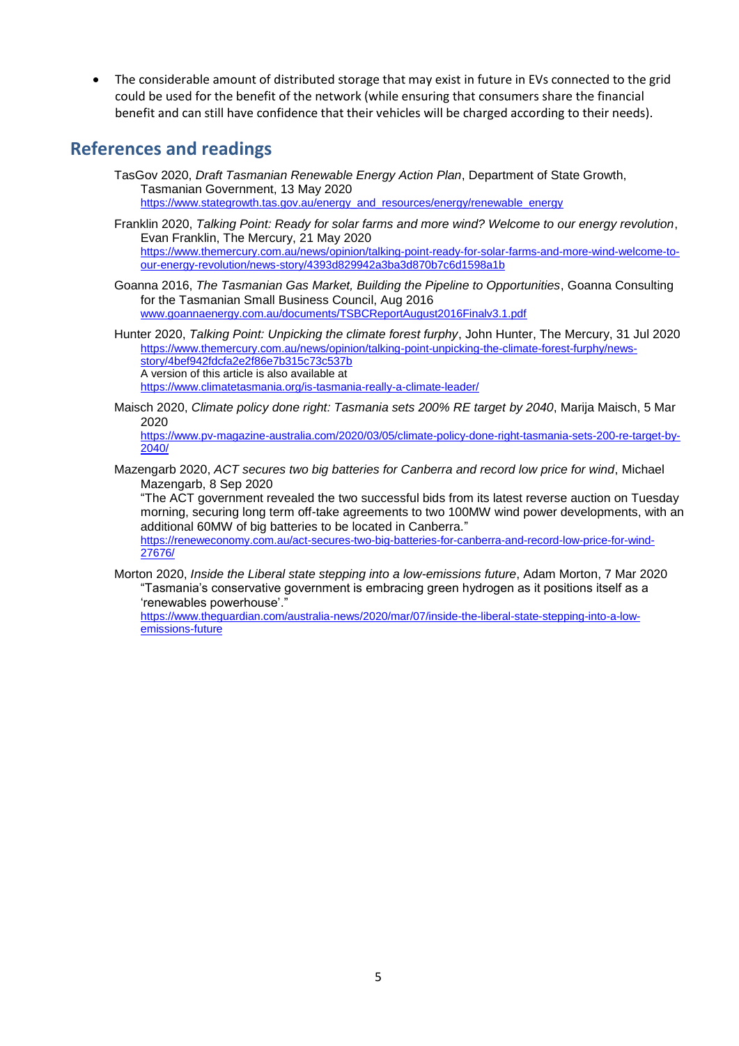- The considerable amount of distributed storage that may exist in future in EVs connected to the grid could be used for the benefit of the network (while ensuring that consumers share the financial benefit and can still have confidence that their vehicles will be charged according to their needs).

## References and readings

TasGov 2020, *Draft Tasmanian Renewable Energy Action Plan*, Department of State Growth, Tasmanian Government, 13 May 2020
https://www.stategrowth.tas.gov.au/energy_and_resources/energy/renewable_energy

Franklin 2020, *Talking Point: Ready for solar farms and more wind? Welcome to our energy revolution*, Evan Franklin, The Mercury, 21 May 2020
https://www.themercury.com.au/news/opinion/talking-point-ready-for-solar-farms-and-more-wind-welcome-to-our-energy-revolution/news-story/4393d829942a3ba3d870b7c6d1598a1b

Goanna 2016, *The Tasmanian Gas Market, Building the Pipeline to Opportunities*, Goanna Consulting for the Tasmanian Small Business Council, Aug 2016
www.goannaenergy.com.au/documents/TSBCReportAugust2016Finalv3.1.pdf

Hunter 2020, *Talking Point: Unpicking the climate forest furphy*, John Hunter, The Mercury, 31 Jul 2020
https://www.themercury.com.au/news/opinion/talking-point-unpicking-the-climate-forest-furphy/news-story/4bef942fdcfa2e2f86e7b315c73c537b
A version of this article is also available at
https://www.climatetasmania.org/is-tasmania-really-a-climate-leader/

Maisch 2020, *Climate policy done right: Tasmania sets 200% RE target by 2040*, Marija Maisch, 5 Mar 2020
https://www.pv-magazine-australia.com/2020/03/05/climate-policy-done-right-tasmania-sets-200-re-target-by-2040/

Mazengarb 2020, *ACT secures two big batteries for Canberra and record low price for wind*, Michael Mazengarb, 8 Sep 2020
"The ACT government revealed the two successful bids from its latest reverse auction on Tuesday morning, securing long term off-take agreements to two 100MW wind power developments, with an additional 60MW of big batteries to be located in Canberra."
https://reneweconomy.com.au/act-secures-two-big-batteries-for-canberra-and-record-low-price-for-wind-27676/

Morton 2020, *Inside the Liberal state stepping into a low-emissions future*, Adam Morton, 7 Mar 2020
"Tasmania's conservative government is embracing green hydrogen as it positions itself as a 'renewables powerhouse'."
https://www.theguardian.com/australia-news/2020/mar/07/inside-the-liberal-state-stepping-into-a-low-emissions-future